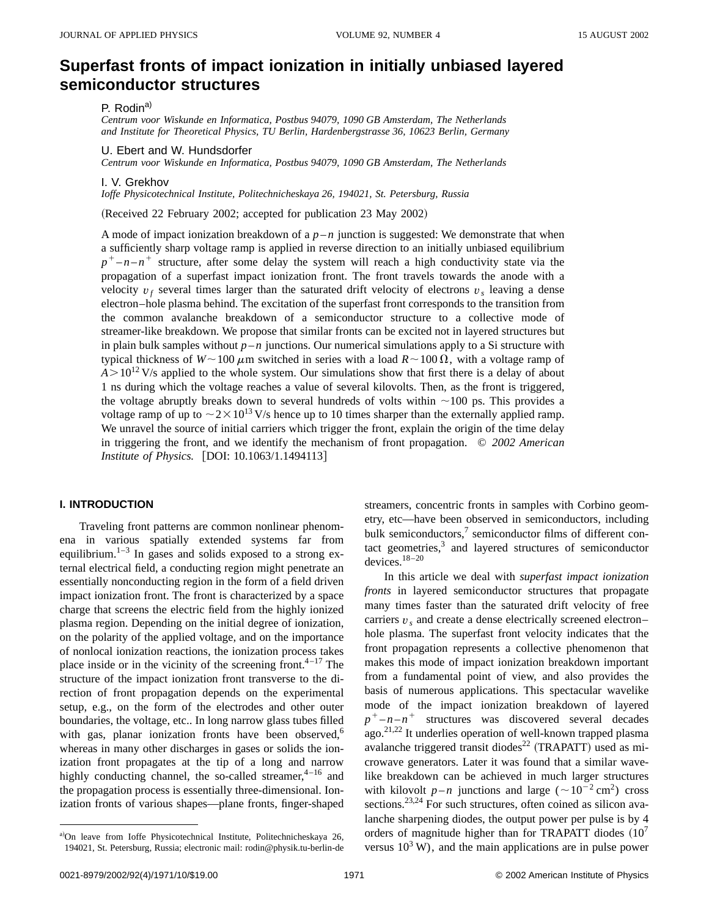# Superfast fronts of impact ionization in initially unbiased layered semiconductor structures

P. Rodin[a)]
*Centrum voor Wiskunde en Informatica, Postbus 94079, 1090 GB Amsterdam, The Netherlands and Institute for Theoretical Physics, TU Berlin, Hardenbergstrasse 36, 10623 Berlin, Germany*

U. Ebert and W. Hundsdorfer
*Centrum voor Wiskunde en Informatica, Postbus 94079, 1090 GB Amsterdam, The Netherlands*

I. V. Grekhov
*Ioffe Physicotechnical Institute, Politechnicheskaya 26, 194021, St. Petersburg, Russia*

(Received 22 February 2002; accepted for publication 23 May 2002)

A mode of impact ionization breakdown of a $p-n$ junction is suggested: We demonstrate that when a sufficiently sharp voltage ramp is applied in reverse direction to an initially unbiased equilibrium $p^+-n-n^+$ structure, after some delay the system will reach a high conductivity state via the propagation of a superfast impact ionization front. The front travels towards the anode with a velocity $v_f$ several times larger than the saturated drift velocity of electrons $v_s$ leaving a dense electron–hole plasma behind. The excitation of the superfast front corresponds to the transition from the common avalanche breakdown of a semiconductor structure to a collective mode of streamer-like breakdown. We propose that similar fronts can be excited not in layered structures but in plain bulk samples without $p-n$ junctions. Our numerical simulations apply to a Si structure with typical thickness of $W \sim 100\ \mu$m switched in series with a load $R \sim 100\ \Omega$, with a voltage ramp of $A > 10^{12}$ V/s applied to the whole system. Our simulations show that first there is a delay of about 1 ns during which the voltage reaches a value of several kilovolts. Then, as the front is triggered, the voltage abruptly breaks down to several hundreds of volts within $\sim$100 ps. This provides a voltage ramp of up to $\sim 2 \times 10^{13}$ V/s hence up to 10 times sharper than the externally applied ramp. We unravel the source of initial carriers which trigger the front, explain the origin of the time delay in triggering the front, and we identify the mechanism of front propagation. © *2002 American Institute of Physics.* [DOI: 10.1063/1.1494113]

## I. INTRODUCTION

Traveling front patterns are common nonlinear phenomena in various spatially extended systems far from equilibrium.[1–3] In gases and solids exposed to a strong external electrical field, a conducting region might penetrate an essentially nonconducting region in the form of a field driven impact ionization front. The front is characterized by a space charge that screens the electric field from the highly ionized plasma region. Depending on the initial degree of ionization, on the polarity of the applied voltage, and on the importance of nonlocal ionization reactions, the ionization process takes place inside or in the vicinity of the screening front.[4–17] The structure of the impact ionization front transverse to the direction of front propagation depends on the experimental setup, e.g., on the form of the electrodes and other outer boundaries, the voltage, etc.. In long narrow glass tubes filled with gas, planar ionization fronts have been observed,[6] whereas in many other discharges in gases or solids the ionization front propagates at the tip of a long and narrow highly conducting channel, the so-called streamer,[4–16] and the propagation process is essentially three-dimensional. Ionization fronts of various shapes—plane fronts, finger-shaped streamers, concentric fronts in samples with Corbino geometry, etc—have been observed in semiconductors, including bulk semiconductors,[7] semiconductor films of different contact geometries,[3] and layered structures of semiconductor devices.[18–20]

In this article we deal with *superfast impact ionization fronts* in layered semiconductor structures that propagate many times faster than the saturated drift velocity of free carriers $v_s$ and create a dense electrically screened electron–hole plasma. The superfast front velocity indicates that the front propagation represents a collective phenomenon that makes this mode of impact ionization breakdown important from a fundamental point of view, and also provides the basis of numerous applications. This spectacular wavelike mode of the impact ionization breakdown of layered $p^+-n-n^+$ structures was discovered several decades ago.[21,22] It underlies operation of well-known trapped plasma avalanche triggered transit diodes[22] (TRAPATT) used as microwave generators. Later it was found that a similar wavelike breakdown can be achieved in much larger structures with kilovolt $p-n$ junctions and large ($\sim 10^{-2}$ cm$^2$) cross sections.[23,24] For such structures, often coined as silicon avalanche sharpening diodes, the output power per pulse is by 4 orders of magnitude higher than for TRAPATT diodes ($10^7$ versus $10^3$ W), and the main applications are in pulse power

---

[a)]On leave from Ioffe Physicotechnical Institute, Politechnicheskaya 26, 194021, St. Petersburg, Russia; electronic mail: rodin@physik.tu-berlin.de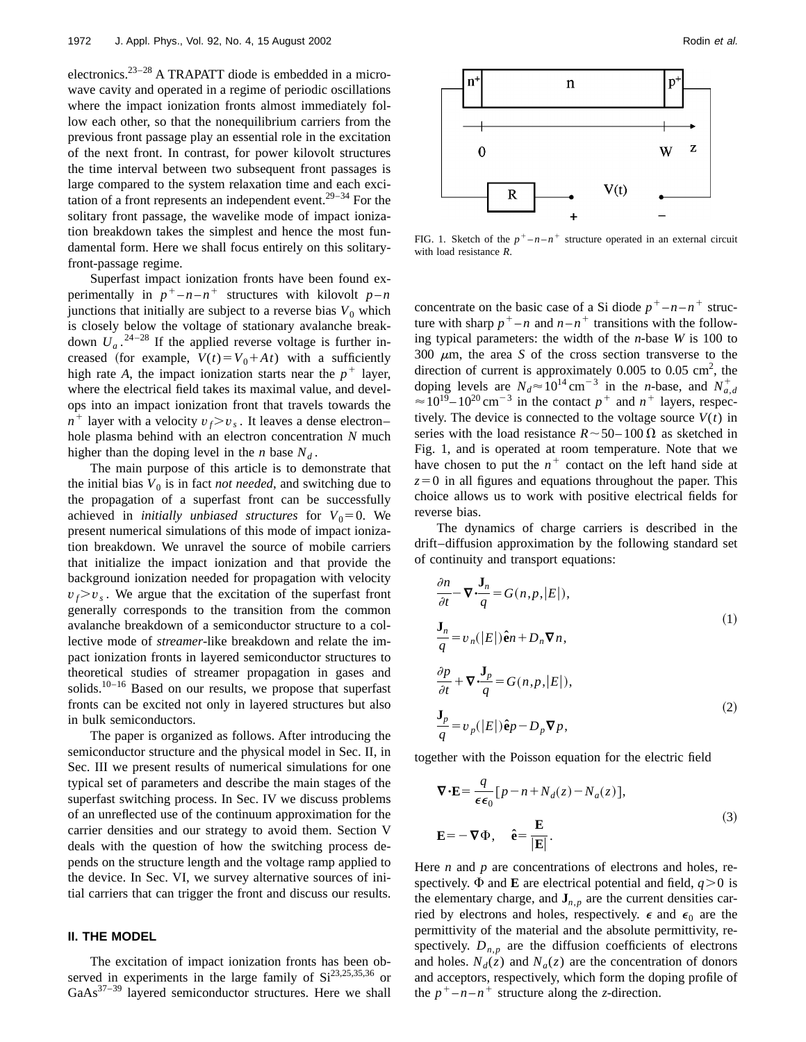electronics.[23–28] A TRAPATT diode is embedded in a microwave cavity and operated in a regime of periodic oscillations where the impact ionization fronts almost immediately follow each other, so that the nonequilibrium carriers from the previous front passage play an essential role in the excitation of the next front. In contrast, for power kilovolt structures the time interval between two subsequent front passages is large compared to the system relaxation time and each excitation of a front represents an independent event.[29–34] For the solitary front passage, the wavelike mode of impact ionization breakdown takes the simplest and hence the most fundamental form. Here we shall focus entirely on this solitary-front-passage regime.

Superfast impact ionization fronts have been found experimentally in $p^+-n-n^+$ structures with kilovolt $p-n$ junctions that initially are subject to a reverse bias $V_0$ which is closely below the voltage of stationary avalanche breakdown $U_a$.[24–28] If the applied reverse voltage is further increased (for example, $V(t)=V_0+At$) with a sufficiently high rate $A$, the impact ionization starts near the $p^+$ layer, where the electrical field takes its maximal value, and develops into an impact ionization front that travels towards the $n^+$ layer with a velocity $v_f > v_s$. It leaves a dense electron–hole plasma behind with an electron concentration $N$ much higher than the doping level in the $n$ base $N_d$.

The main purpose of this article is to demonstrate that the initial bias $V_0$ is in fact *not needed*, and switching due to the propagation of a superfast front can be successfully achieved in *initially unbiased structures* for $V_0=0$. We present numerical simulations of this mode of impact ionization breakdown. We unravel the source of mobile carriers that initialize the impact ionization and that provide the background ionization needed for propagation with velocity $v_f > v_s$. We argue that the excitation of the superfast front generally corresponds to the transition from the common avalanche breakdown of a semiconductor structure to a collective mode of *streamer*-like breakdown and relate the impact ionization fronts in layered semiconductor structures to theoretical studies of streamer propagation in gases and solids.[10–16] Based on our results, we propose that superfast fronts can be excited not only in layered structures but also in bulk semiconductors.

The paper is organized as follows. After introducing the semiconductor structure and the physical model in Sec. II, in Sec. III we present results of numerical simulations for one typical set of parameters and describe the main stages of the superfast switching process. In Sec. IV we discuss problems of an unreflected use of the continuum approximation for the carrier densities and our strategy to avoid them. Section V deals with the question of how the switching process depends on the structure length and the voltage ramp applied to the device. In Sec. VI, we survey alternative sources of initial carriers that can trigger the front and discuss our results.

## II. THE MODEL

The excitation of impact ionization fronts has been observed in experiments in the large family of Si[23,25,35,36] or GaAs[37–39] layered semiconductor structures. Here we shall concentrate on the basic case of a Si diode $p^+-n-n^+$ structure with sharp $p^+-n$ and $n-n^+$ transitions with the following typical parameters: the width of the *n*-base $W$ is 100 to 300 $\mu$m, the area $S$ of the cross section transverse to the direction of current is approximately 0.005 to 0.05 cm$^2$, the doping levels are $N_d \approx 10^{14}\,\text{cm}^{-3}$ in the *n*-base, and $N_{a,d}^{+} \approx 10^{19}-10^{20}\,\text{cm}^{-3}$ in the contact $p^+$ and $n^+$ layers, respectively. The device is connected to the voltage source $V(t)$ in series with the load resistance $R \sim 50-100\,\Omega$ as sketched in Fig. 1, and is operated at room temperature. Note that we have chosen to put the $n^+$ contact on the left hand side at $z=0$ in all figures and equations throughout the paper. This choice allows us to work with positive electrical fields for reverse bias.

FIG. 1. Sketch of the $p^+-n-n^+$ structure operated in an external circuit with load resistance $R$.

The dynamics of charge carriers is described in the drift–diffusion approximation by the following standard set of continuity and transport equations:

$$
\begin{aligned}
&\frac{\partial n}{\partial t} - \nabla \cdot \frac{\mathbf{J}_n}{q} = G(n,p,|E|),\\
&\frac{\mathbf{J}_n}{q} = v_n(|E|)\hat{\mathbf{e}}n + D_n \nabla n,
\end{aligned}
\tag{1}
$$

$$
\begin{aligned}
&\frac{\partial p}{\partial t} + \nabla \cdot \frac{\mathbf{J}_p}{q} = G(n,p,|E|),\\
&\frac{\mathbf{J}_p}{q} = v_p(|E|)\hat{\mathbf{e}}p - D_p \nabla p,
\end{aligned}
\tag{2}
$$

together with the Poisson equation for the electric field

$$
\begin{aligned}
&\nabla \cdot \mathbf{E} = \frac{q}{\epsilon\epsilon_0}[p - n + N_d(z) - N_a(z)],\\
&\mathbf{E} = -\nabla \Phi, \quad \hat{\mathbf{e}} = \frac{\mathbf{E}}{|\mathbf{E}|}.
\end{aligned}
\tag{3}
$$

Here $n$ and $p$ are concentrations of electrons and holes, respectively. $\Phi$ and $\mathbf{E}$ are electrical potential and field, $q>0$ is the elementary charge, and $\mathbf{J}_{n,p}$ are the current densities carried by electrons and holes, respectively. $\epsilon$ and $\epsilon_0$ are the permittivity of the material and the absolute permittivity, respectively. $D_{n,p}$ are the diffusion coefficients of electrons and holes. $N_d(z)$ and $N_a(z)$ are the concentration of donors and acceptors, respectively, which form the doping profile of the $p^+-n-n^+$ structure along the $z$-direction.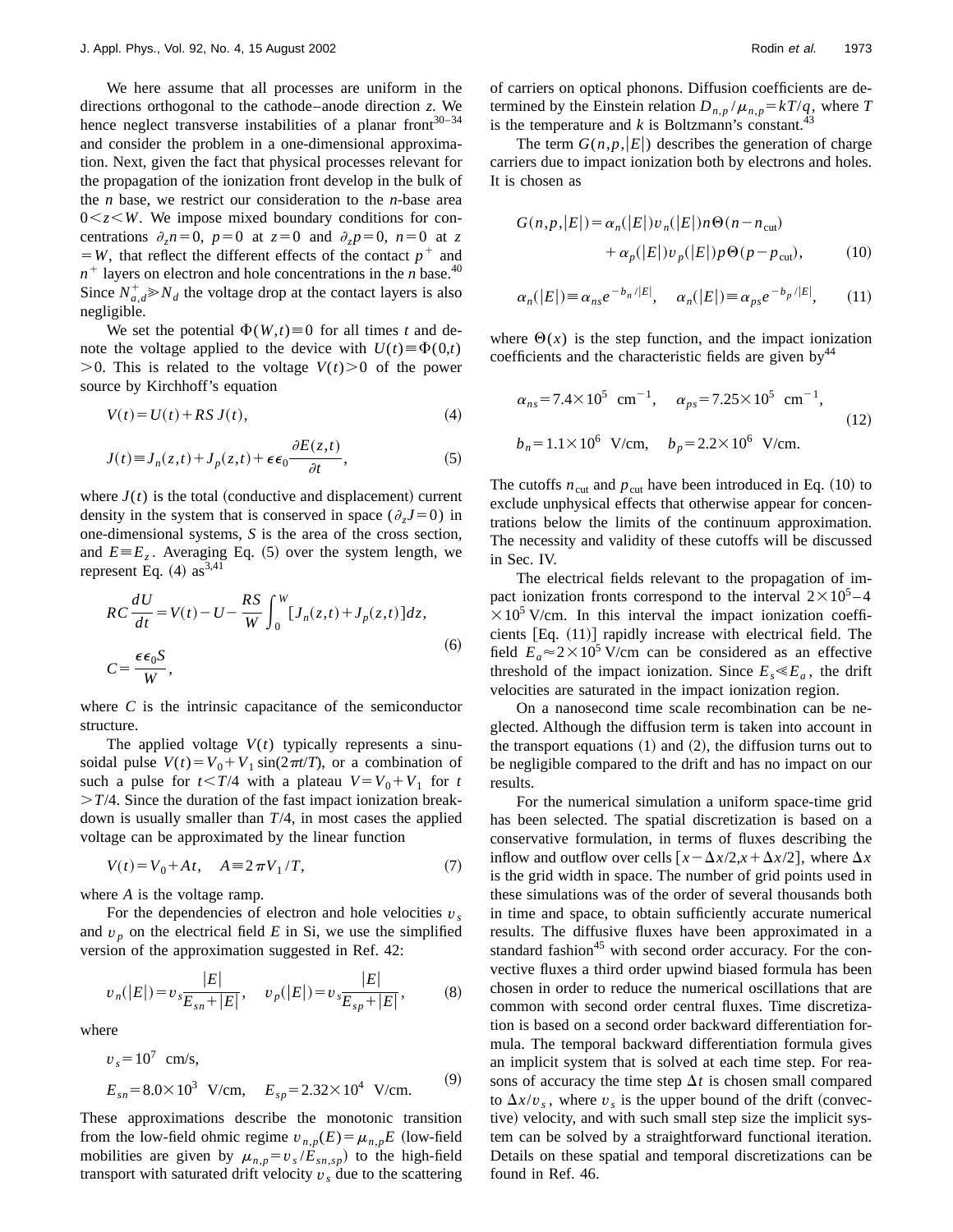We here assume that all processes are uniform in the directions orthogonal to the cathode–anode direction $z$. We hence neglect transverse instabilities of a planar front[30–34] and consider the problem in a one-dimensional approximation. Next, given the fact that physical processes relevant for the propagation of the ionization front develop in the bulk of the $n$ base, we restrict our consideration to the $n$-base area $0<z<W$. We impose mixed boundary conditions for concentrations $\partial_z n=0$, $p=0$ at $z=0$ and $\partial_z p=0$, $n=0$ at $z=W$, that reflect the different effects of the contact $p^+$ and $n^+$ layers on electron and hole concentrations in the $n$ base.[40] Since $N_{a,d}^+ \gg N_d$ the voltage drop at the contact layers is also negligible.

We set the potential $\Phi(W,t)\equiv 0$ for all times $t$ and denote the voltage applied to the device with $U(t)\equiv\Phi(0,t)>0$. This is related to the voltage $V(t)>0$ of the power source by Kirchhoff's equation

$$V(t)=U(t)+RS\,J(t), \tag{4}$$

$$J(t)\equiv J_n(z,t)+J_p(z,t)+\epsilon\epsilon_0\frac{\partial E(z,t)}{\partial t}, \tag{5}$$

where $J(t)$ is the total (conductive and displacement) current density in the system that is conserved in space ($\partial_z J=0$) in one-dimensional systems, $S$ is the area of the cross section, and $E\equiv E_z$. Averaging Eq. (5) over the system length, we represent Eq. (4) as[3,41]

$$RC\frac{dU}{dt}=V(t)-U-\frac{RS}{W}\int_0^W [J_n(z,t)+J_p(z,t)]dz,$$
$$C=\frac{\epsilon\epsilon_0 S}{W}, \tag{6}$$

where $C$ is the intrinsic capacitance of the semiconductor structure.

The applied voltage $V(t)$ typically represents a sinusoidal pulse $V(t)=V_0+V_1\sin(2\pi t/T)$, or a combination of such a pulse for $t<T/4$ with a plateau $V=V_0+V_1$ for $t>T/4$. Since the duration of the fast impact ionization breakdown is usually smaller than $T/4$, in most cases the applied voltage can be approximated by the linear function

$$V(t)=V_0+At, \quad A\equiv 2\pi V_1/T, \tag{7}$$

where $A$ is the voltage ramp.

For the dependencies of electron and hole velocities $v_s$ and $v_p$ on the electrical field $E$ in Si, we use the simplified version of the approximation suggested in Ref. 42:

$$v_n(|E|)=v_s\frac{|E|}{E_{sn}+|E|}, \quad v_p(|E|)=v_s\frac{|E|}{E_{sp}+|E|}, \tag{8}$$

where

$$v_s=10^7 \text{ cm/s},$$
$$E_{sn}=8.0\times 10^3 \text{ V/cm}, \quad E_{sp}=2.32\times 10^4 \text{ V/cm}. \tag{9}$$

These approximations describe the monotonic transition from the low-field ohmic regime $v_{n,p}(E)=\mu_{n,p}E$ (low-field mobilities are given by $\mu_{n,p}=v_s/E_{sn,sp}$) to the high-field transport with saturated drift velocity $v_s$ due to the scattering of carriers on optical phonons. Diffusion coefficients are determined by the Einstein relation $D_{n,p}/\mu_{n,p}=kT/q$, where $T$ is the temperature and $k$ is Boltzmann's constant.[43]

The term $G(n,p,|E|)$ describes the generation of charge carriers due to impact ionization both by electrons and holes. It is chosen as

$$G(n,p,|E|)=\alpha_n(|E|)v_n(|E|)n\Theta(n-n_{\text{cut}})$$
$$+\alpha_p(|E|)v_p(|E|)p\Theta(p-p_{\text{cut}}), \tag{10}$$

$$\alpha_n(|E|)\equiv\alpha_{ns}e^{-b_n/|E|}, \quad \alpha_n(|E|)\equiv\alpha_{ps}e^{-b_p/|E|}, \tag{11}$$

where $\Theta(x)$ is the step function, and the impact ionization coefficients and the characteristic fields are given by[44]

$$\alpha_{ns}=7.4\times 10^5 \text{ cm}^{-1}, \quad \alpha_{ps}=7.25\times 10^5 \text{ cm}^{-1},$$
$$b_n=1.1\times 10^6 \text{ V/cm}, \quad b_p=2.2\times 10^6 \text{ V/cm}. \tag{12}$$

The cutoffs $n_{\text{cut}}$ and $p_{\text{cut}}$ have been introduced in Eq. (10) to exclude unphysical effects that otherwise appear for concentrations below the limits of the continuum approximation. The necessity and validity of these cutoffs will be discussed in Sec. IV.

The electrical fields relevant to the propagation of impact ionization fronts correspond to the interval $2\times 10^5$–$4\times 10^5$ V/cm. In this interval the impact ionization coefficients [Eq. (11)] rapidly increase with electrical field. The field $E_a\approx 2\times 10^5$ V/cm can be considered as an effective threshold of the impact ionization. Since $E_s \ll E_a$, the drift velocities are saturated in the impact ionization region.

On a nanosecond time scale recombination can be neglected. Although the diffusion term is taken into account in the transport equations (1) and (2), the diffusion turns out to be negligible compared to the drift and has no impact on our results.

For the numerical simulation a uniform space-time grid has been selected. The spatial discretization is based on a conservative formulation, in terms of fluxes describing the inflow and outflow over cells $[x-\Delta x/2, x+\Delta x/2]$, where $\Delta x$ is the grid width in space. The number of grid points used in these simulations was of the order of several thousands both in time and space, to obtain sufficiently accurate numerical results. The diffusive fluxes have been approximated in a standard fashion[45] with second order accuracy. For the convective fluxes a third order upwind biased formula has been chosen in order to reduce the numerical oscillations that are common with second order central fluxes. Time discretization is based on a second order backward differentiation formula. The temporal backward differentiation formula gives an implicit system that is solved at each time step. For reasons of accuracy the time step $\Delta t$ is chosen small compared to $\Delta x/v_s$, where $v_s$ is the upper bound of the drift (convective) velocity, and with such small step size the implicit system can be solved by a straightforward functional iteration. Details on these spatial and temporal discretizations can be found in Ref. 46.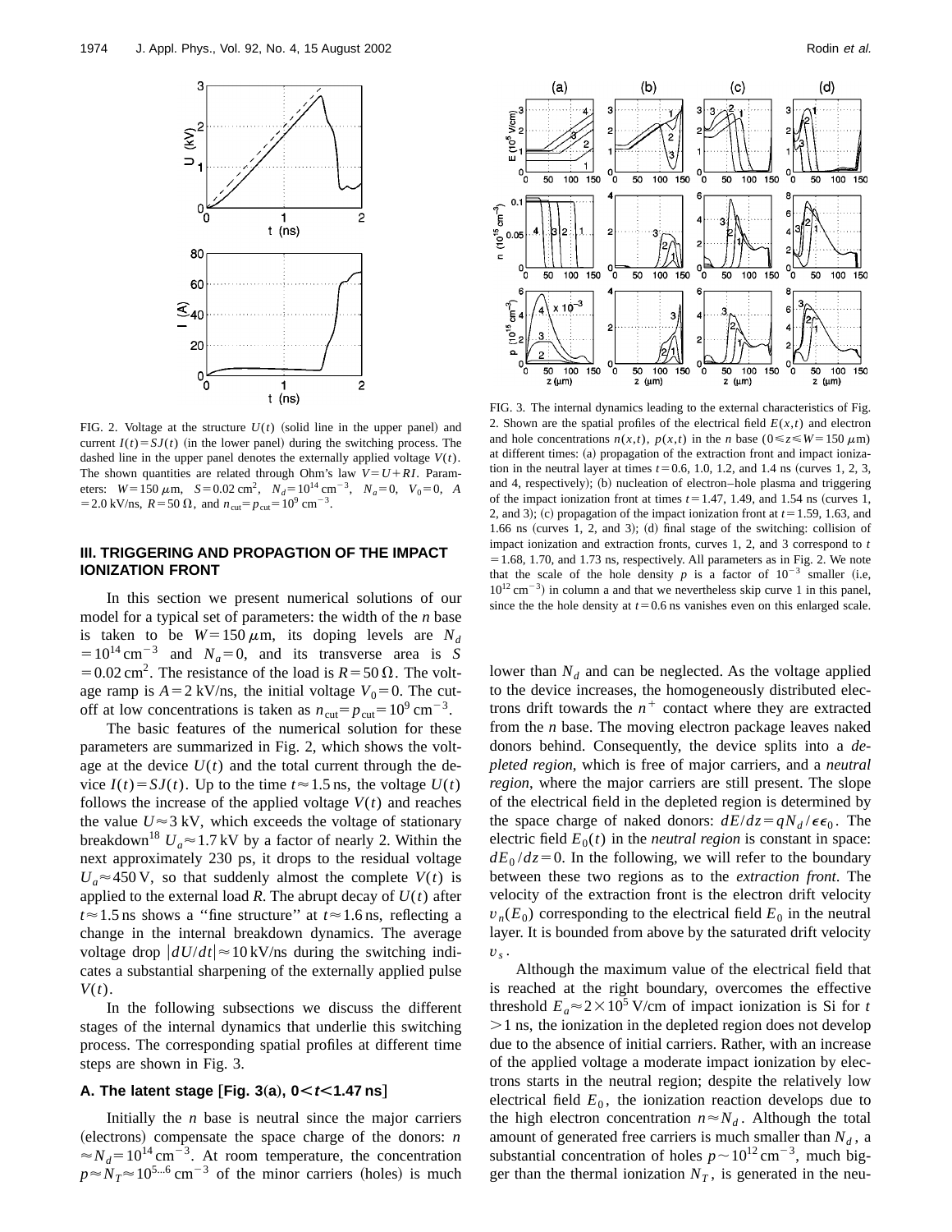FIG. 2. Voltage at the structure $U(t)$ (solid line in the upper panel) and current $I(t)=SJ(t)$ (in the lower panel) during the switching process. The dashed line in the upper panel denotes the externally applied voltage $V(t)$. The shown quantities are related through Ohm's law $V=U+RI$. Parameters: $W=150\ \mu$m, $S=0.02\ \text{cm}^2$, $N_d=10^{14}\ \text{cm}^{-3}$, $N_a=0$, $V_0=0$, $A=2.0$ kV/ns, $R=50\ \Omega$, and $n_{cut}=p_{cut}=10^9\ \text{cm}^{-3}$.

FIG. 3. The internal dynamics leading to the external characteristics of Fig. 2. Shown are the spatial profiles of the electrical field $E(x,t)$ and electron and hole concentrations $n(x,t)$, $p(x,t)$ in the $n$ base ($0\leq z\leq W=150\ \mu$m) at different times: (a) propagation of the extraction front and impact ionization in the neutral layer at times $t=0.6$, 1.0, 1.2, and 1.4 ns (curves 1, 2, 3, and 4, respectively); (b) nucleation of electron–hole plasma and triggering of the impact ionization front at times $t=1.47$, 1.49, and 1.54 ns (curves 1, 2, and 3); (c) propagation of the impact ionization front at $t=1.59$, 1.63, and 1.66 ns (curves 1, 2, and 3); (d) final stage of the switching: collision of impact ionization and extraction fronts, curves 1, 2, and 3 correspond to $t=1.68$, 1.70, and 1.73 ns, respectively. All parameters as in Fig. 2. We note that the scale of the hole density $p$ is a factor of $10^{-3}$ smaller (i.e, $10^{12}\ \text{cm}^{-3}$) in column a and that we nevertheless skip curve 1 in this panel, since the the hole density at $t=0.6$ ns vanishes even on this enlarged scale.

## III. TRIGGERING AND PROPAGTION OF THE IMPACT IONIZATION FRONT

In this section we present numerical solutions of our model for a typical set of parameters: the width of the $n$ base is taken to be $W=150\ \mu$m, its doping levels are $N_d=10^{14}\ \text{cm}^{-3}$ and $N_a=0$, and its transverse area is $S=0.02\ \text{cm}^2$. The resistance of the load is $R=50\ \Omega$. The voltage ramp is $A=2$ kV/ns, the initial voltage $V_0=0$. The cutoff at low concentrations is taken as $n_{cut}=p_{cut}=10^9\ \text{cm}^{-3}$.

The basic features of the numerical solution for these parameters are summarized in Fig. 2, which shows the voltage at the device $U(t)$ and the total current through the device $I(t)=SJ(t)$. Up to the time $t\approx 1.5$ ns, the voltage $U(t)$ follows the increase of the applied voltage $V(t)$ and reaches the value $U\approx 3$ kV, which exceeds the voltage of stationary breakdown[18] $U_a\approx 1.7$ kV by a factor of nearly 2. Within the next approximately 230 ps, it drops to the residual voltage $U_a\approx 450$ V, so that suddenly almost the complete $V(t)$ is applied to the external load $R$. The abrupt decay of $U(t)$ after $t\approx 1.5$ ns shows a "fine structure" at $t\approx 1.6$ ns, reflecting a change in the internal breakdown dynamics. The average voltage drop $|dU/dt|\approx 10$ kV/ns during the switching indicates a substantial sharpening of the externally applied pulse $V(t)$.

In the following subsections we discuss the different stages of the internal dynamics that underlie this switching process. The corresponding spatial profiles at different time steps are shown in Fig. 3.

### A. The latent stage [Fig. 3(a), $0<t<1.47$ ns]

Initially the $n$ base is neutral since the major carriers (electrons) compensate the space charge of the donors: $n\approx N_d=10^{14}\ \text{cm}^{-3}$. At room temperature, the concentration $p\approx N_T\approx 10^{5...6}\ \text{cm}^{-3}$ of the minor carriers (holes) is much lower than $N_d$ and can be neglected. As the voltage applied to the device increases, the homogeneously distributed electrons drift towards the $n^+$ contact where they are extracted from the $n$ base. The moving electron package leaves naked donors behind. Consequently, the device splits into a *depleted region*, which is free of major carriers, and a *neutral region*, where the major carriers are still present. The slope of the electrical field in the depleted region is determined by the space charge of naked donors: $dE/dz=qN_d/\epsilon\epsilon_0$. The electric field $E_0(t)$ in the *neutral region* is constant in space: $dE_0/dz=0$. In the following, we will refer to the boundary between these two regions as to the *extraction front*. The velocity of the extraction front is the electron drift velocity $v_n(E_0)$ corresponding to the electrical field $E_0$ in the neutral layer. It is bounded from above by the saturated drift velocity $v_s$.

Although the maximum value of the electrical field that is reached at the right boundary, overcomes the effective threshold $E_a\approx 2\times 10^5$ V/cm of impact ionization is Si for $t>1$ ns, the ionization in the depleted region does not develop due to the absence of initial carriers. Rather, with an increase of the applied voltage a moderate impact ionization by electrons starts in the neutral region; despite the relatively low electrical field $E_0$, the ionization reaction develops due to the high electron concentration $n\approx N_d$. Although the total amount of generated free carriers is much smaller than $N_d$, a substantial concentration of holes $p\sim 10^{12}\ \text{cm}^{-3}$, much bigger than the thermal ionization $N_T$, is generated in the neu-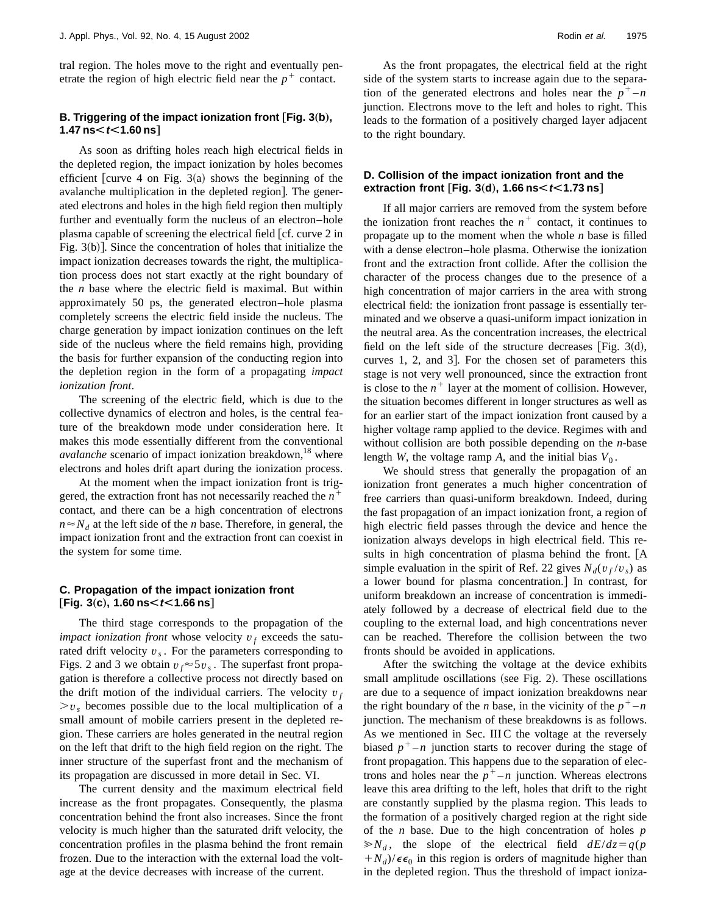tral region. The holes move to the right and eventually penetrate the region of high electric field near the $p^+$ contact.

### B. Triggering of the impact ionization front [Fig. 3(b), 1.47 ns$<t<$1.60 ns]

As soon as drifting holes reach high electrical fields in the depleted region, the impact ionization by holes becomes efficient [curve 4 on Fig. 3(a) shows the beginning of the avalanche multiplication in the depleted region]. The generated electrons and holes in the high field region then multiply further and eventually form the nucleus of an electron–hole plasma capable of screening the electrical field [cf. curve 2 in Fig. 3(b)]. Since the concentration of holes that initialize the impact ionization decreases towards the right, the multiplication process does not start exactly at the right boundary of the $n$ base where the electric field is maximal. But within approximately 50 ps, the generated electron–hole plasma completely screens the electric field inside the nucleus. The charge generation by impact ionization continues on the left side of the nucleus where the field remains high, providing the basis for further expansion of the conducting region into the depletion region in the form of a propagating *impact ionization front*.

The screening of the electric field, which is due to the collective dynamics of electron and holes, is the central feature of the breakdown mode under consideration here. It makes this mode essentially different from the conventional *avalanche* scenario of impact ionization breakdown,[18] where electrons and holes drift apart during the ionization process.

At the moment when the impact ionization front is triggered, the extraction front has not necessarily reached the $n^+$ contact, and there can be a high concentration of electrons $n \approx N_d$ at the left side of the $n$ base. Therefore, in general, the impact ionization front and the extraction front can coexist in the system for some time.

### C. Propagation of the impact ionization front [Fig. 3(c), 1.60 ns$<t<$1.66 ns]

The third stage corresponds to the propagation of the *impact ionization front* whose velocity $v_f$ exceeds the saturated drift velocity $v_s$. For the parameters corresponding to Figs. 2 and 3 we obtain $v_f \approx 5 v_s$. The superfast front propagation is therefore a collective process not directly based on the drift motion of the individual carriers. The velocity $v_f > v_s$ becomes possible due to the local multiplication of a small amount of mobile carriers present in the depleted region. These carriers are holes generated in the neutral region on the left that drift to the high field region on the right. The inner structure of the superfast front and the mechanism of its propagation are discussed in more detail in Sec. VI.

The current density and the maximum electrical field increase as the front propagates. Consequently, the plasma concentration behind the front also increases. Since the front velocity is much higher than the saturated drift velocity, the concentration profiles in the plasma behind the front remain frozen. Due to the interaction with the external load the voltage at the device decreases with increase of the current.

As the front propagates, the electrical field at the right side of the system starts to increase again due to the separation of the generated electrons and holes near the $p^+-n$ junction. Electrons move to the left and holes to right. This leads to the formation of a positively charged layer adjacent to the right boundary.

### D. Collision of the impact ionization front and the extraction front [Fig. 3(d), 1.66 ns$<t<$1.73 ns]

If all major carriers are removed from the system before the ionization front reaches the $n^+$ contact, it continues to propagate up to the moment when the whole $n$ base is filled with a dense electron–hole plasma. Otherwise the ionization front and the extraction front collide. After the collision the character of the process changes due to the presence of a high concentration of major carriers in the area with strong electrical field: the ionization front passage is essentially terminated and we observe a quasi-uniform impact ionization in the neutral area. As the concentration increases, the electrical field on the left side of the structure decreases [Fig. 3(d), curves 1, 2, and 3]. For the chosen set of parameters this stage is not very well pronounced, since the extraction front is close to the $n^+$ layer at the moment of collision. However, the situation becomes different in longer structures as well as for an earlier start of the impact ionization front caused by a higher voltage ramp applied to the device. Regimes with and without collision are both possible depending on the $n$-base length $W$, the voltage ramp $A$, and the initial bias $V_0$.

We should stress that generally the propagation of an ionization front generates a much higher concentration of free carriers than quasi-uniform breakdown. Indeed, during the fast propagation of an impact ionization front, a region of high electric field passes through the device and hence the ionization always develops in high electrical field. This results in high concentration of plasma behind the front. [A simple evaluation in the spirit of Ref. 22 gives $N_d(v_f/v_s)$ as a lower bound for plasma concentration.] In contrast, for uniform breakdown an increase of concentration is immediately followed by a decrease of electrical field due to the coupling to the external load, and high concentrations never can be reached. Therefore the collision between the two fronts should be avoided in applications.

After the switching the voltage at the device exhibits small amplitude oscillations (see Fig. 2). These oscillations are due to a sequence of impact ionization breakdowns near the right boundary of the $n$ base, in the vicinity of the $p^+-n$ junction. The mechanism of these breakdowns is as follows. As we mentioned in Sec. III C the voltage at the reversely biased $p^+-n$ junction starts to recover during the stage of front propagation. This happens due to the separation of electrons and holes near the $p^+-n$ junction. Whereas electrons leave this area drifting to the left, holes that drift to the right are constantly supplied by the plasma region. This leads to the formation of a positively charged region at the right side of the $n$ base. Due to the high concentration of holes $p \gg N_d$, the slope of the electrical field $dE/dz = q(p + N_d)/\epsilon\epsilon_0$ in this region is orders of magnitude higher than in the depleted region. Thus the threshold of impact ioniza-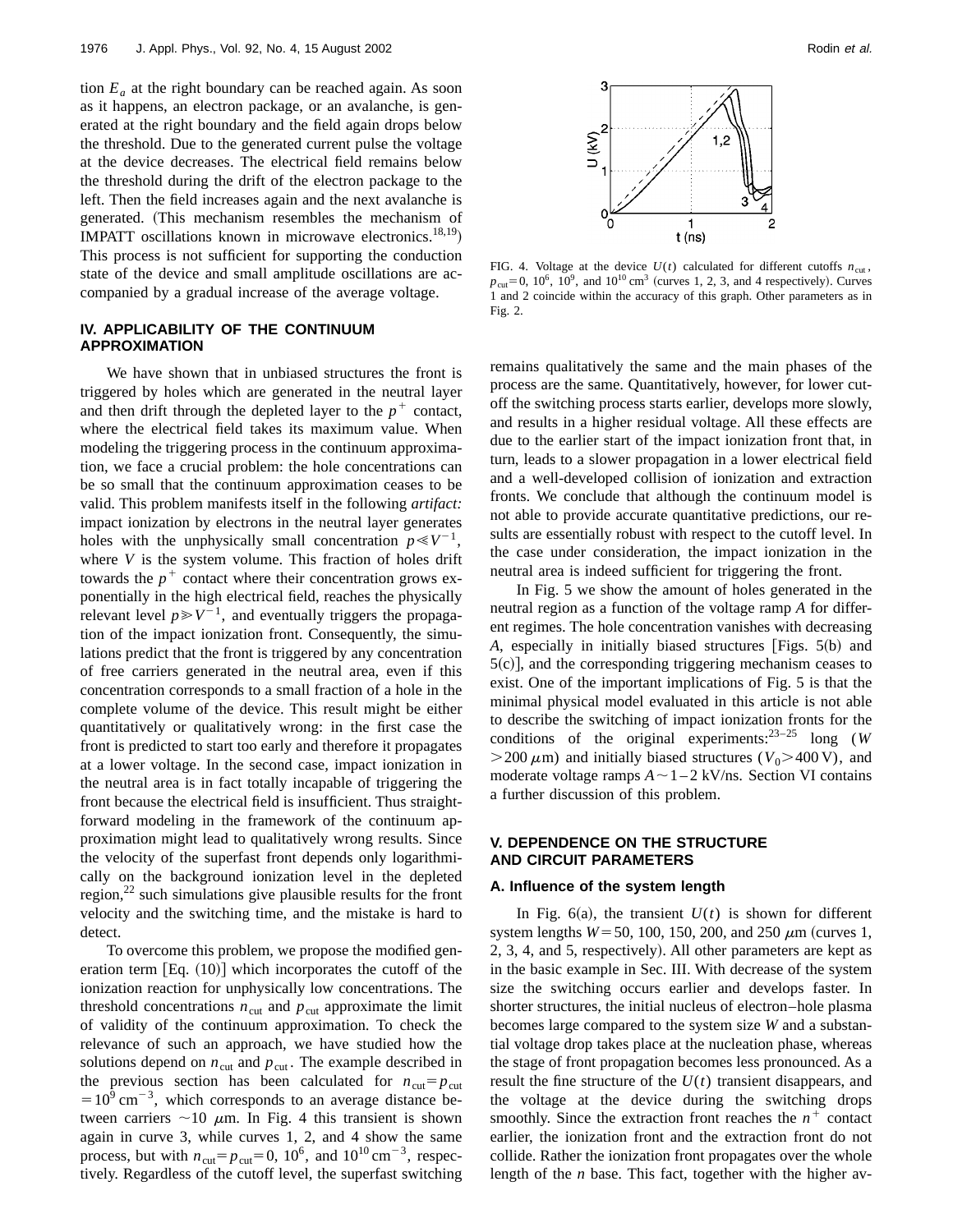tion $E_a$ at the right boundary can be reached again. As soon as it happens, an electron package, or an avalanche, is generated at the right boundary and the field again drops below the threshold. Due to the generated current pulse the voltage at the device decreases. The electrical field remains below the threshold during the drift of the electron package to the left. Then the field increases again and the next avalanche is generated. (This mechanism resembles the mechanism of IMPATT oscillations known in microwave electronics.[18,19]) This process is not sufficient for supporting the conduction state of the device and small amplitude oscillations are accompanied by a gradual increase of the average voltage.

## IV. APPLICABILITY OF THE CONTINUUM APPROXIMATION

We have shown that in unbiased structures the front is triggered by holes which are generated in the neutral layer and then drift through the depleted layer to the $p^+$ contact, where the electrical field takes its maximum value. When modeling the triggering process in the continuum approximation, we face a crucial problem: the hole concentrations can be so small that the continuum approximation ceases to be valid. This problem manifests itself in the following *artifact:* impact ionization by electrons in the neutral layer generates holes with the unphysically small concentration $p \ll V^{-1}$, where $V$ is the system volume. This fraction of holes drift towards the $p^+$ contact where their concentration grows exponentially in the high electrical field, reaches the physically relevant level $p \gg V^{-1}$, and eventually triggers the propagation of the impact ionization front. Consequently, the simulations predict that the front is triggered by any concentration of free carriers generated in the neutral area, even if this concentration corresponds to a small fraction of a hole in the complete volume of the device. This result might be either quantitatively or qualitatively wrong: in the first case the front is predicted to start too early and therefore it propagates at a lower voltage. In the second case, impact ionization in the neutral area is in fact totally incapable of triggering the front because the electrical field is insufficient. Thus straightforward modeling in the framework of the continuum approximation might lead to qualitatively wrong results. Since the velocity of the superfast front depends only logarithmically on the background ionization level in the depleted region,[22] such simulations give plausible results for the front velocity and the switching time, and the mistake is hard to detect.

To overcome this problem, we propose the modified generation term [Eq. (10)] which incorporates the cutoff of the ionization reaction for unphysically low concentrations. The threshold concentrations $n_{\mathrm{cut}}$ and $p_{\mathrm{cut}}$ approximate the limit of validity of the continuum approximation. To check the relevance of such an approach, we have studied how the solutions depend on $n_{\mathrm{cut}}$ and $p_{\mathrm{cut}}$. The example described in the previous section has been calculated for $n_{\mathrm{cut}} = p_{\mathrm{cut}} = 10^9\,\mathrm{cm}^{-3}$, which corresponds to an average distance between carriers $\sim 10\ \mu\mathrm{m}$. In Fig. 4 this transient is shown again in curve 3, while curves 1, 2, and 4 show the same process, but with $n_{\mathrm{cut}} = p_{\mathrm{cut}} = 0$, $10^6$, and $10^{10}\,\mathrm{cm}^{-3}$, respectively. Regardless of the cutoff level, the superfast switching remains qualitatively the same and the main phases of the process are the same. Quantitatively, however, for lower cutoff the switching process starts earlier, develops more slowly, and results in a higher residual voltage. All these effects are due to the earlier start of the impact ionization front that, in turn, leads to a slower propagation in a lower electrical field and a well-developed collision of ionization and extraction fronts. We conclude that although the continuum model is not able to provide accurate quantitative predictions, our results are essentially robust with respect to the cutoff level. In the case under consideration, the impact ionization in the neutral area is indeed sufficient for triggering the front.

FIG. 4. Voltage at the device $U(t)$ calculated for different cutoffs $n_{\mathrm{cut}}$, $p_{\mathrm{cut}} = 0$, $10^6$, $10^9$, and $10^{10}\,\mathrm{cm}^3$ (curves 1, 2, 3, and 4 respectively). Curves 1 and 2 coincide within the accuracy of this graph. Other parameters as in Fig. 2.

In Fig. 5 we show the amount of holes generated in the neutral region as a function of the voltage ramp $A$ for different regimes. The hole concentration vanishes with decreasing $A$, especially in initially biased structures [Figs. 5(b) and 5(c)], and the corresponding triggering mechanism ceases to exist. One of the important implications of Fig. 5 is that the minimal physical model evaluated in this article is not able to describe the switching of impact ionization fronts for the conditions of the original experiments:[23–25] long ($W > 200\ \mu\mathrm{m}$) and initially biased structures ($V_0 > 400\,\mathrm{V}$), and moderate voltage ramps $A \sim 1$–$2\ \mathrm{kV/ns}$. Section VI contains a further discussion of this problem.

## V. DEPENDENCE ON THE STRUCTURE AND CIRCUIT PARAMETERS

### A. Influence of the system length

In Fig. 6(a), the transient $U(t)$ is shown for different system lengths $W = 50$, 100, 150, 200, and 250 $\mu$m (curves 1, 2, 3, 4, and 5, respectively). All other parameters are kept as in the basic example in Sec. III. With decrease of the system size the switching occurs earlier and develops faster. In shorter structures, the initial nucleus of electron–hole plasma becomes large compared to the system size $W$ and a substantial voltage drop takes place at the nucleation phase, whereas the stage of front propagation becomes less pronounced. As a result the fine structure of the $U(t)$ transient disappears, and the voltage at the device during the switching drops smoothly. Since the extraction front reaches the $n^+$ contact earlier, the ionization front and the extraction front do not collide. Rather the ionization front propagates over the whole length of the $n$ base. This fact, together with the higher av-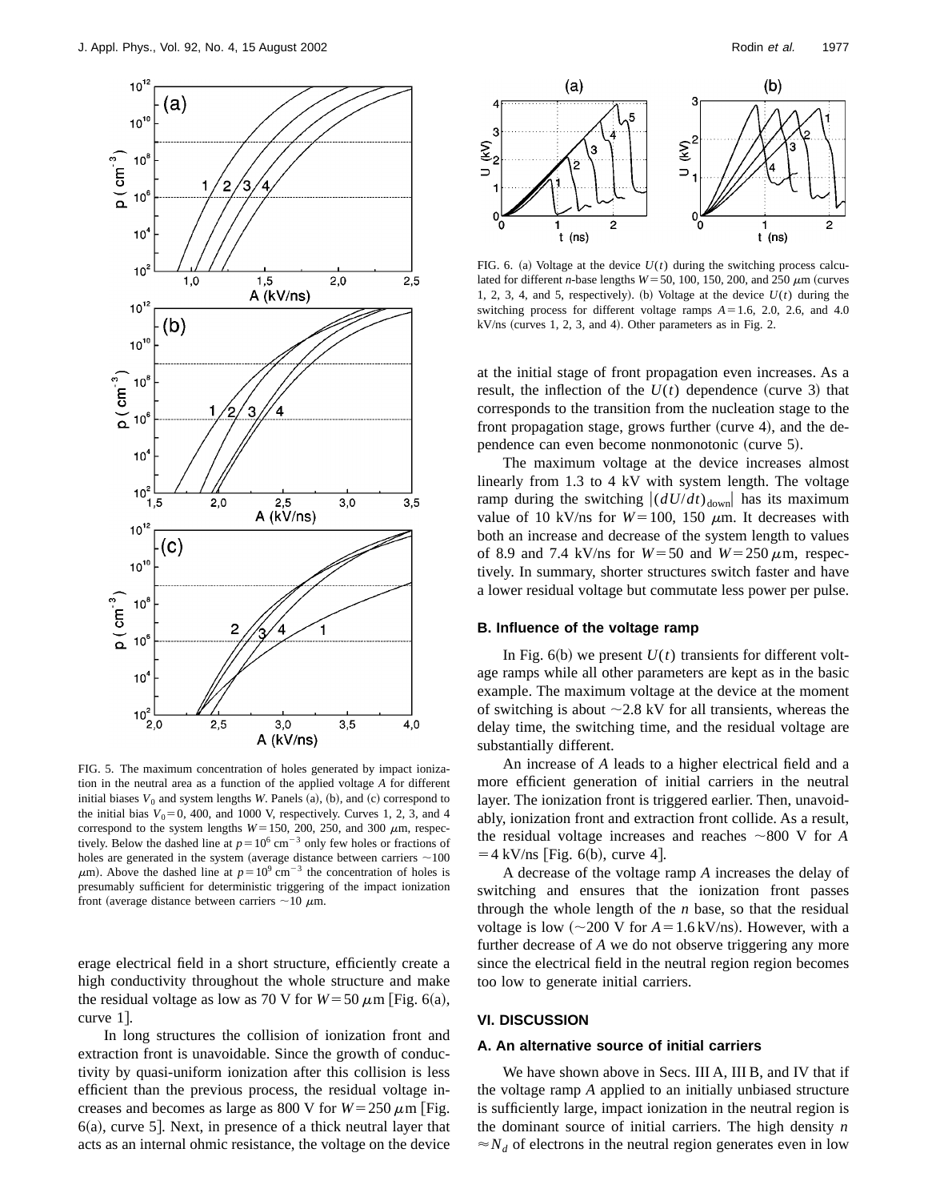FIG. 5. The maximum concentration of holes generated by impact ionization in the neutral area as a function of the applied voltage $A$ for different initial biases $V_0$ and system lengths $W$. Panels (a), (b), and (c) correspond to the initial bias $V_0=0$, 400, and 1000 V, respectively. Curves 1, 2, 3, and 4 correspond to the system lengths $W=150$, 200, 250, and 300 $\mu$m, respectively. Below the dashed line at $p=10^6$ cm$^{-3}$ only few holes or fractions of holes are generated in the system (average distance between carriers $\sim$100 $\mu$m). Above the dashed line at $p=10^9$ cm$^{-3}$ the concentration of holes is presumably sufficient for deterministic triggering of the impact ionization front (average distance between carriers $\sim$10 $\mu$m.

erage electrical field in a short structure, efficiently create a high conductivity throughout the whole structure and make the residual voltage as low as 70 V for $W=50$ $\mu$m [Fig. 6(a), curve 1].

In long structures the collision of ionization front and extraction front is unavoidable. Since the growth of conductivity by quasi-uniform ionization after this collision is less efficient than the previous process, the residual voltage increases and becomes as large as 800 V for $W=250$ $\mu$m [Fig. 6(a), curve 5]. Next, in presence of a thick neutral layer that acts as an internal ohmic resistance, the voltage on the device at the initial stage of front propagation even increases. As a result, the inflection of the $U(t)$ dependence (curve 3) that corresponds to the transition from the nucleation stage to the front propagation stage, grows further (curve 4), and the dependence can even become nonmonotonic (curve 5).

FIG. 6. (a) Voltage at the device $U(t)$ during the switching process calculated for different $n$-base lengths $W=50$, 100, 150, 200, and 250 $\mu$m (curves 1, 2, 3, 4, and 5, respectively). (b) Voltage at the device $U(t)$ during the switching process for different voltage ramps $A=1.6$, 2.0, 2.6, and 4.0 kV/ns (curves 1, 2, 3, and 4). Other parameters as in Fig. 2.

The maximum voltage at the device increases almost linearly from 1.3 to 4 kV with system length. The voltage ramp during the switching $|(dU/dt)_{\mathrm{down}}|$ has its maximum value of 10 kV/ns for $W=100$, 150 $\mu$m. It decreases with both an increase and decrease of the system length to values of 8.9 and 7.4 kV/ns for $W=50$ and $W=250$ $\mu$m, respectively. In summary, shorter structures switch faster and have a lower residual voltage but commutate less power per pulse.

### B. Influence of the voltage ramp

In Fig. 6(b) we present $U(t)$ transients for different voltage ramps while all other parameters are kept as in the basic example. The maximum voltage at the device at the moment of switching is about $\sim$2.8 kV for all transients, whereas the delay time, the switching time, and the residual voltage are substantially different.

An increase of $A$ leads to a higher electrical field and a more efficient generation of initial carriers in the neutral layer. The ionization front is triggered earlier. Then, unavoidably, ionization front and extraction front collide. As a result, the residual voltage increases and reaches $\sim$800 V for $A=4$ kV/ns [Fig. 6(b), curve 4].

A decrease of the voltage ramp $A$ increases the delay of switching and ensures that the ionization front passes through the whole length of the $n$ base, so that the residual voltage is low ($\sim$200 V for $A=1.6$ kV/ns). However, with a further decrease of $A$ we do not observe triggering any more since the electrical field in the neutral region region becomes too low to generate initial carriers.

## VI. DISCUSSION

### A. An alternative source of initial carriers

We have shown above in Secs. III A, III B, and IV that if the voltage ramp $A$ applied to an initially unbiased structure is sufficiently large, impact ionization in the neutral region is the dominant source of initial carriers. The high density $n \approx N_d$ of electrons in the neutral region generates even in low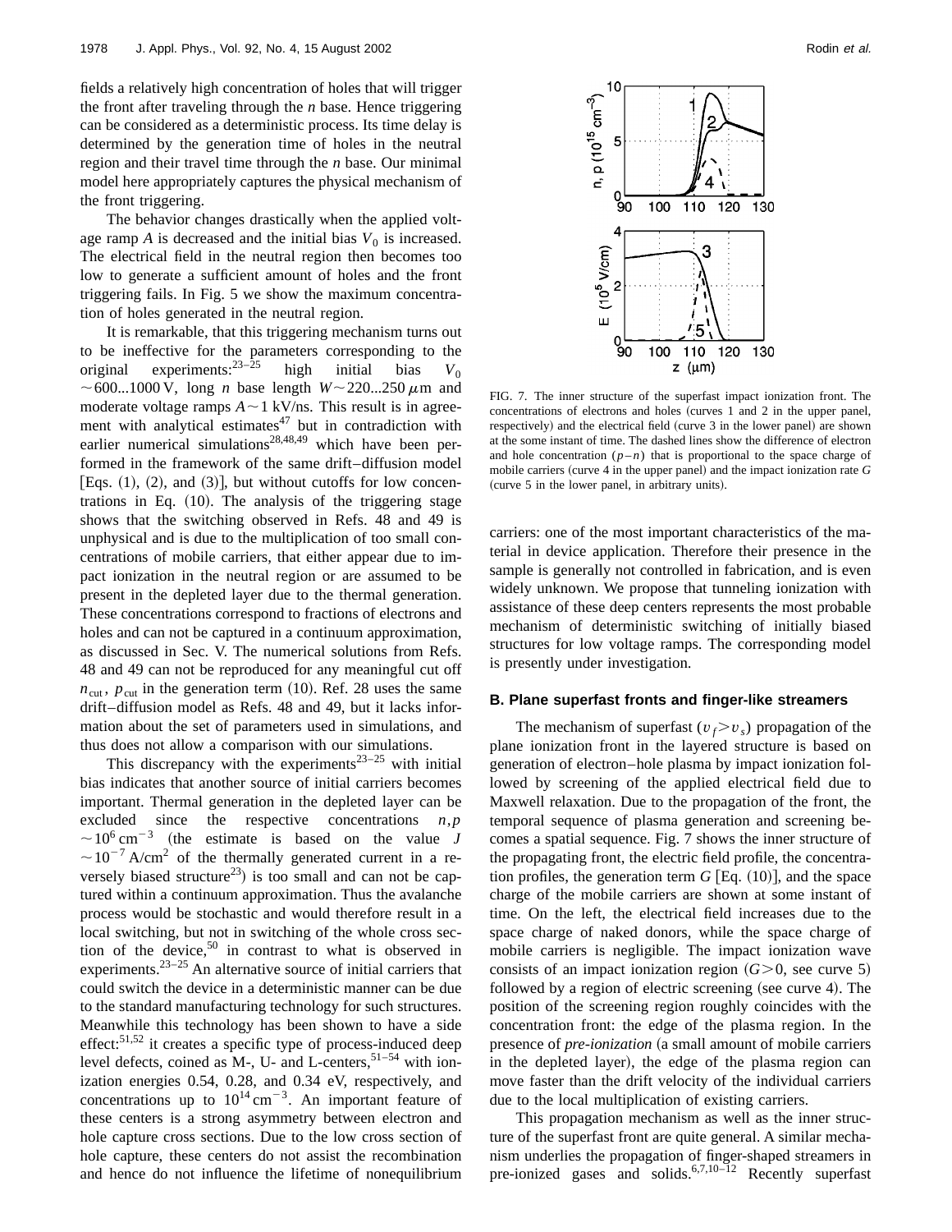fields a relatively high concentration of holes that will trigger the front after traveling through the *n* base. Hence triggering can be considered as a deterministic process. Its time delay is determined by the generation time of holes in the neutral region and their travel time through the *n* base. Our minimal model here appropriately captures the physical mechanism of the front triggering.

The behavior changes drastically when the applied voltage ramp $A$ is decreased and the initial bias $V_0$ is increased. The electrical field in the neutral region then becomes too low to generate a sufficient amount of holes and the front triggering fails. In Fig. 5 we show the maximum concentration of holes generated in the neutral region.

It is remarkable, that this triggering mechanism turns out to be ineffective for the parameters corresponding to the original experiments:[23–25] high initial bias $V_0 \sim 600...1000$ V, long *n* base length $W \sim 220...250\,\mu$m and moderate voltage ramps $A \sim 1$ kV/ns. This result is in agreement with analytical estimates[47] but in contradiction with earlier numerical simulations[28,48,49] which have been performed in the framework of the same drift–diffusion model [Eqs. (1), (2), and (3)], but without cutoffs for low concentrations in Eq. (10). The analysis of the triggering stage shows that the switching observed in Refs. 48 and 49 is unphysical and is due to the multiplication of too small concentrations of mobile carriers, that either appear due to impact ionization in the neutral region or are assumed to be present in the depleted layer due to the thermal generation. These concentrations correspond to fractions of electrons and holes and can not be captured in a continuum approximation, as discussed in Sec. V. The numerical solutions from Refs. 48 and 49 can not be reproduced for any meaningful cut off $n_{\rm cut}$, $p_{\rm cut}$ in the generation term (10). Ref. 28 uses the same drift–diffusion model as Refs. 48 and 49, but it lacks information about the set of parameters used in simulations, and thus does not allow a comparison with our simulations.

This discrepancy with the experiments[23–25] with initial bias indicates that another source of initial carriers becomes important. Thermal generation in the depleted layer can be excluded since the respective concentrations $n,p \sim 10^6\,\mathrm{cm}^{-3}$ (the estimate is based on the value $J \sim 10^{-7}\,\mathrm{A/cm}^2$ of the thermally generated current in a reversely biased structure[23]) is too small and can not be captured within a continuum approximation. Thus the avalanche process would be stochastic and would therefore result in a local switching, but not in switching of the whole cross section of the device,[50] in contrast to what is observed in experiments.[23–25] An alternative source of initial carriers that could switch the device in a deterministic manner can be due to the standard manufacturing technology for such structures. Meanwhile this technology has been shown to have a side effect:[51,52] it creates a specific type of process-induced deep level defects, coined as M-, U- and L-centers,[51–54] with ionization energies 0.54, 0.28, and 0.34 eV, respectively, and concentrations up to $10^{14}\,\mathrm{cm}^{-3}$. An important feature of these centers is a strong asymmetry between electron and hole capture cross sections. Due to the low cross section of hole capture, these centers do not assist the recombination and hence do not influence the lifetime of nonequilibrium carriers: one of the most important characteristics of the material in device application. Therefore their presence in the sample is generally not controlled in fabrication, and is even widely unknown. We propose that tunneling ionization with assistance of these deep centers represents the most probable mechanism of deterministic switching of initially biased structures for low voltage ramps. The corresponding model is presently under investigation.

FIG. 7. The inner structure of the superfast impact ionization front. The concentrations of electrons and holes (curves 1 and 2 in the upper panel, respectively) and the electrical field (curve 3 in the lower panel) are shown at the some instant of time. The dashed lines show the difference of electron and hole concentration $(p-n)$ that is proportional to the space charge of mobile carriers (curve 4 in the upper panel) and the impact ionization rate $G$ (curve 5 in the lower panel, in arbitrary units).

### B. Plane superfast fronts and finger-like streamers

The mechanism of superfast ($v_f > v_s$) propagation of the plane ionization front in the layered structure is based on generation of electron–hole plasma by impact ionization followed by screening of the applied electrical field due to Maxwell relaxation. Due to the propagation of the front, the temporal sequence of plasma generation and screening becomes a spatial sequence. Fig. 7 shows the inner structure of the propagating front, the electric field profile, the concentration profiles, the generation term $G$ [Eq. (10)], and the space charge of the mobile carriers are shown at some instant of time. On the left, the electrical field increases due to the space charge of naked donors, while the space charge of mobile carriers is negligible. The impact ionization wave consists of an impact ionization region ($G>0$, see curve 5) followed by a region of electric screening (see curve 4). The position of the screening region roughly coincides with the concentration front: the edge of the plasma region. In the presence of *pre-ionization* (a small amount of mobile carriers in the depleted layer), the edge of the plasma region can move faster than the drift velocity of the individual carriers due to the local multiplication of existing carriers.

This propagation mechanism as well as the inner structure of the superfast front are quite general. A similar mechanism underlies the propagation of finger-shaped streamers in pre-ionized gases and solids.[6,7,10–12] Recently superfast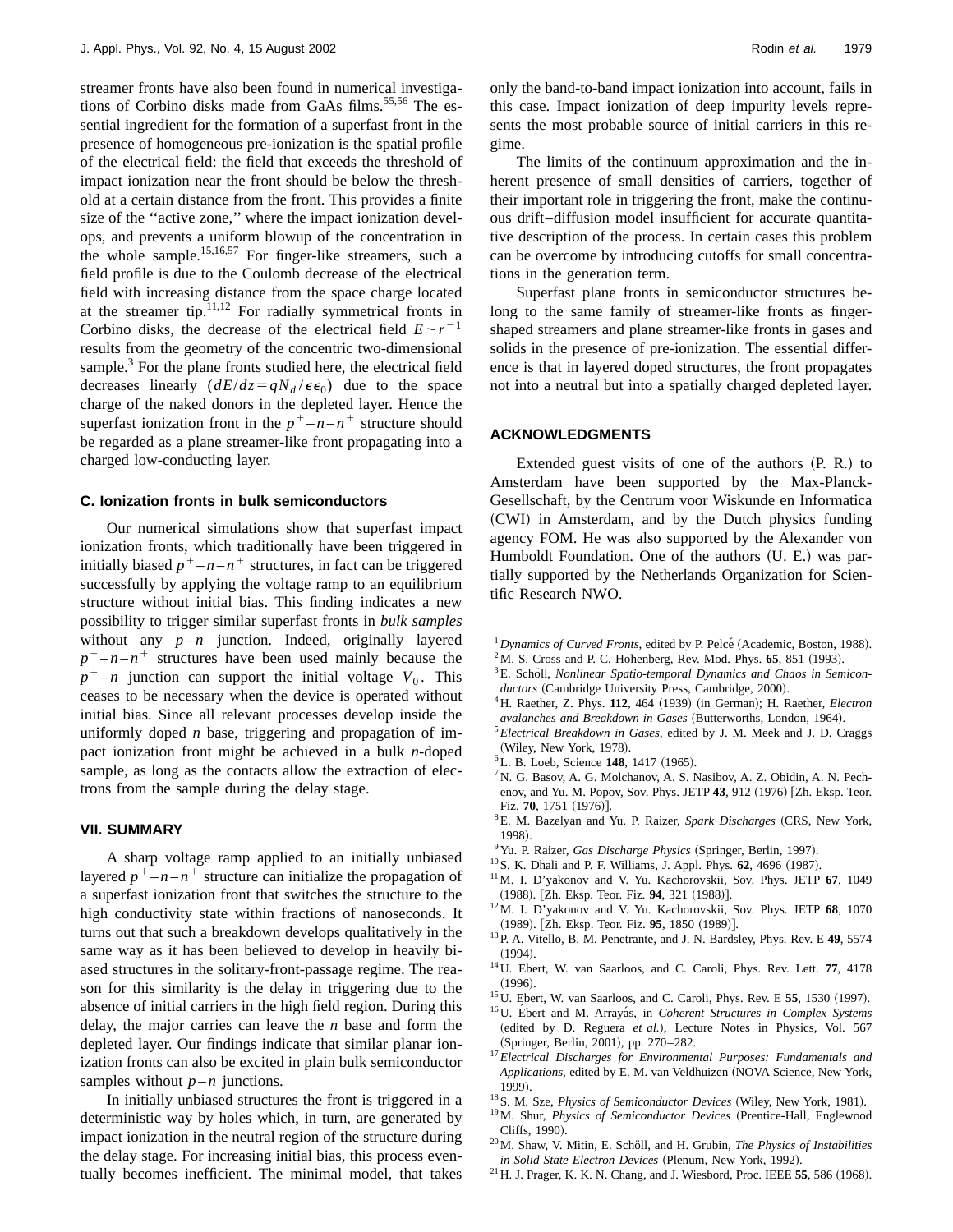streamer fronts have also been found in numerical investigations of Corbino disks made from GaAs films.[55,56] The essential ingredient for the formation of a superfast front in the presence of homogeneous pre-ionization is the spatial profile of the electrical field: the field that exceeds the threshold of impact ionization near the front should be below the threshold at a certain distance from the front. This provides a finite size of the ''active zone,'' where the impact ionization develops, and prevents a uniform blowup of the concentration in the whole sample.[15,16,57] For finger-like streamers, such a field profile is due to the Coulomb decrease of the electrical field with increasing distance from the space charge located at the streamer tip.[11,12] For radially symmetrical fronts in Corbino disks, the decrease of the electrical field $E \sim r^{-1}$ results from the geometry of the concentric two-dimensional sample.[3] For the plane fronts studied here, the electrical field decreases linearly ($dE/dz = qN_d/\epsilon\epsilon_0$) due to the space charge of the naked donors in the depleted layer. Hence the superfast ionization front in the $p^+ - n - n^+$ structure should be regarded as a plane streamer-like front propagating into a charged low-conducting layer.

### C. Ionization fronts in bulk semiconductors

Our numerical simulations show that superfast impact ionization fronts, which traditionally have been triggered in initially biased $p^+ - n - n^+$ structures, in fact can be triggered successfully by applying the voltage ramp to an equilibrium structure without initial bias. This finding indicates a new possibility to trigger similar superfast fronts in *bulk samples* without any $p - n$ junction. Indeed, originally layered $p^+ - n - n^+$ structures have been used mainly because the $p^+ - n$ junction can support the initial voltage $V_0$. This ceases to be necessary when the device is operated without initial bias. Since all relevant processes develop inside the uniformly doped *n* base, triggering and propagation of impact ionization front might be achieved in a bulk *n*-doped sample, as long as the contacts allow the extraction of electrons from the sample during the delay stage.

## VII. SUMMARY

A sharp voltage ramp applied to an initially unbiased layered $p^+ - n - n^+$ structure can initialize the propagation of a superfast ionization front that switches the structure to the high conductivity state within fractions of nanoseconds. It turns out that such a breakdown develops qualitatively in the same way as it has been believed to develop in heavily biased structures in the solitary-front-passage regime. The reason for this similarity is the delay in triggering due to the absence of initial carriers in the high field region. During this delay, the major carries can leave the *n* base and form the depleted layer. Our findings indicate that similar planar ionization fronts can also be excited in plain bulk semiconductor samples without $p - n$ junctions.

In initially unbiased structures the front is triggered in a deterministic way by holes which, in turn, are generated by impact ionization in the neutral region of the structure during the delay stage. For increasing initial bias, this process eventually becomes inefficient. The minimal model, that takes only the band-to-band impact ionization into account, fails in this case. Impact ionization of deep impurity levels represents the most probable source of initial carriers in this regime.

The limits of the continuum approximation and the inherent presence of small densities of carriers, together of their important role in triggering the front, make the continuous drift–diffusion model insufficient for accurate quantitative description of the process. In certain cases this problem can be overcome by introducing cutoffs for small concentrations in the generation term.

Superfast plane fronts in semiconductor structures belong to the same family of streamer-like fronts as finger-shaped streamers and plane streamer-like fronts in gases and solids in the presence of pre-ionization. The essential difference is that in layered doped structures, the front propagates not into a neutral but into a spatially charged depleted layer.

## ACKNOWLEDGMENTS

Extended guest visits of one of the authors (P. R.) to Amsterdam have been supported by the Max-Planck-Gesellschaft, by the Centrum voor Wiskunde en Informatica (CWI) in Amsterdam, and by the Dutch physics funding agency FOM. He was also supported by the Alexander von Humboldt Foundation. One of the authors (U. E.) was partially supported by the Netherlands Organization for Scientific Research NWO.

[1] *Dynamics of Curved Fronts*, edited by P. Pelcé (Academic, Boston, 1988).
[2] M. S. Cross and P. C. Hohenberg, Rev. Mod. Phys. **65**, 851 (1993).
[3] E. Schöll, *Nonlinear Spatio-temporal Dynamics and Chaos in Semiconductors* (Cambridge University Press, Cambridge, 2000).
[4] H. Raether, Z. Phys. **112**, 464 (1939) (in German); H. Raether, *Electron avalanches and Breakdown in Gases* (Butterworths, London, 1964).
[5] *Electrical Breakdown in Gases*, edited by J. M. Meek and J. D. Craggs (Wiley, New York, 1978).
[6] L. B. Loeb, Science **148**, 1417 (1965).
[7] N. G. Basov, A. G. Molchanov, A. S. Nasibov, A. Z. Obidin, A. N. Pechenov, and Yu. M. Popov, Sov. Phys. JETP **43**, 912 (1976) [Zh. Eksp. Teor. Fiz. **70**, 1751 (1976)].
[8] E. M. Bazelyan and Yu. P. Raizer, *Spark Discharges* (CRS, New York, 1998).
[9] Yu. P. Raizer, *Gas Discharge Physics* (Springer, Berlin, 1997).
[10] S. K. Dhali and P. F. Williams, J. Appl. Phys. **62**, 4696 (1987).
[11] M. I. D'yakonov and V. Yu. Kachorovskii, Sov. Phys. JETP **67**, 1049 (1988). [Zh. Eksp. Teor. Fiz. **94**, 321 (1988)].
[12] M. I. D'yakonov and V. Yu. Kachorovskii, Sov. Phys. JETP **68**, 1070 (1989). [Zh. Eksp. Teor. Fiz. **95**, 1850 (1989)].
[13] P. A. Vitello, B. M. Penetrante, and J. N. Bardsley, Phys. Rev. E **49**, 5574 (1994).
[14] U. Ebert, W. van Saarloos, and C. Caroli, Phys. Rev. Lett. **77**, 4178 (1996).
[15] U. Ebert, W. van Saarloos, and C. Caroli, Phys. Rev. E **55**, 1530 (1997).
[16] U. Ebert and M. Arrayás, in *Coherent Structures in Complex Systems* (edited by D. Reguera *et al.*), Lecture Notes in Physics, Vol. 567 (Springer, Berlin, 2001), pp. 270–282.
[17] *Electrical Discharges for Environmental Purposes: Fundamentals and Applications*, edited by E. M. van Veldhuizen (NOVA Science, New York, 1999).
[18] S. M. Sze, *Physics of Semiconductor Devices* (Wiley, New York, 1981).
[19] M. Shur, *Physics of Semiconductor Devices* (Prentice-Hall, Englewood Cliffs, 1990).
[20] M. Shaw, V. Mitin, E. Schöll, and H. Grubin, *The Physics of Instabilities in Solid State Electron Devices* (Plenum, New York, 1992).
[21] H. J. Prager, K. K. N. Chang, and J. Wiesbord, Proc. IEEE **55**, 586 (1968).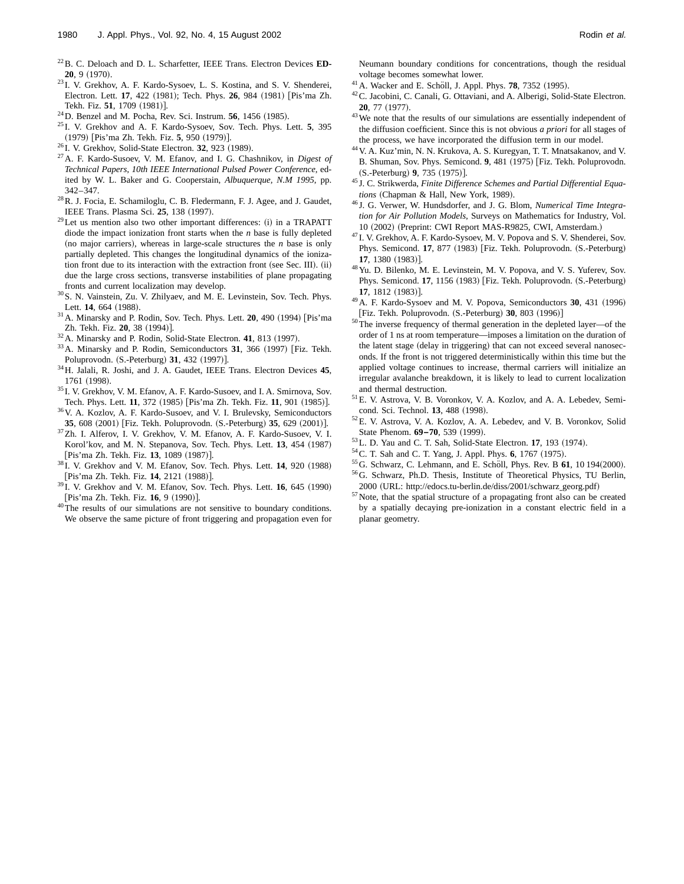[22] B. C. Deloach and D. L. Scharfetter, IEEE Trans. Electron Devices **ED-20**, 9 (1970).

[23] I. V. Grekhov, A. F. Kardo-Sysoev, L. S. Kostina, and S. V. Shenderei, Electron. Lett. **17**, 422 (1981); Tech. Phys. **26**, 984 (1981) [Pis'ma Zh. Tekh. Fiz. **51**, 1709 (1981)].

[24] D. Benzel and M. Pocha, Rev. Sci. Instrum. **56**, 1456 (1985).

[25] I. V. Grekhov and A. F. Kardo-Sysoev, Sov. Tech. Phys. Lett. **5**, 395 (1979) [Pis'ma Zh. Tekh. Fiz. **5**, 950 (1979)].

[26] I. V. Grekhov, Solid-State Electron. **32**, 923 (1989).

[27] A. F. Kardo-Susoev, V. M. Efanov, and I. G. Chashnikov, in *Digest of Technical Papers, 10th IEEE International Pulsed Power Conference*, edited by W. L. Baker and G. Cooperstain, *Albuquerque, N.M 1995*, pp. 342–347.

[28] R. J. Focia, E. Schamiloglu, C. B. Fledermann, F. J. Agee, and J. Gaudet, IEEE Trans. Plasma Sci. **25**, 138 (1997).

[29] Let us mention also two other important differences: (i) in a TRAPATT diode the impact ionization front starts when the *n* base is fully depleted (no major carriers), whereas in large-scale structures the *n* base is only partially depleted. This changes the longitudinal dynamics of the ionization front due to its interaction with the extraction front (see Sec. III). (ii) due the large cross sections, transverse instabilities of plane propagating fronts and current localization may develop.

[30] S. N. Vainstein, Zu. V. Zhilyaev, and M. E. Levinstein, Sov. Tech. Phys. Lett. **14**, 664 (1988).

[31] A. Minarsky and P. Rodin, Sov. Tech. Phys. Lett. **20**, 490 (1994) [Pis'ma Zh. Tekh. Fiz. **20**, 38 (1994)].

[32] A. Minarsky and P. Rodin, Solid-State Electron. **41**, 813 (1997).

[33] A. Minarsky and P. Rodin, Semiconductors **31**, 366 (1997) [Fiz. Tekh. Poluprovodn. (S.-Peterburg) **31**, 432 (1997)].

[34] H. Jalali, R. Joshi, and J. A. Gaudet, IEEE Trans. Electron Devices **45**, 1761 (1998).

[35] I. V. Grekhov, V. M. Efanov, A. F. Kardo-Susoev, and I. A. Smirnova, Sov. Tech. Phys. Lett. **11**, 372 (1985) [Pis'ma Zh. Tekh. Fiz. **11**, 901 (1985)].

[36] V. A. Kozlov, A. F. Kardo-Susoev, and V. I. Brulevsky, Semiconductors **35**, 608 (2001) [Fiz. Tekh. Poluprovodn. (S.-Peterburg) **35**, 629 (2001)].

[37] Zh. I. Alferov, I. V. Grekhov, V. M. Efanov, A. F. Kardo-Susoev, V. I. Korol'kov, and M. N. Stepanova, Sov. Tech. Phys. Lett. **13**, 454 (1987) [Pis'ma Zh. Tekh. Fiz. **13**, 1089 (1987)].

[38] I. V. Grekhov and V. M. Efanov, Sov. Tech. Phys. Lett. **14**, 920 (1988) [Pis'ma Zh. Tekh. Fiz. **14**, 2121 (1988)].

[39] I. V. Grekhov and V. M. Efanov, Sov. Tech. Phys. Lett. **16**, 645 (1990) [Pis'ma Zh. Tekh. Fiz. **16**, 9 (1990)].

[40] The results of our simulations are not sensitive to boundary conditions. We observe the same picture of front triggering and propagation even for Neumann boundary conditions for concentrations, though the residual voltage becomes somewhat lower.

[41] A. Wacker and E. Schöll, J. Appl. Phys. **78**, 7352 (1995).

[42] C. Jacobini, C. Canali, G. Ottaviani, and A. Alberigi, Solid-State Electron. **20**, 77 (1977).

[43] We note that the results of our simulations are essentially independent of the diffusion coefficient. Since this is not obvious *a priori* for all stages of the process, we have incorporated the diffusion term in our model.

[44] V. A. Kuz'min, N. N. Krukova, A. S. Kuregyan, T. T. Mnatsakanov, and V. B. Shuman, Sov. Phys. Semicond. **9**, 481 (1975) [Fiz. Tekh. Poluprovodn. (S.-Peterburg) **9**, 735 (1975)].

[45] J. C. Strikwerda, *Finite Difference Schemes and Partial Differential Equations* (Chapman & Hall, New York, 1989).

[46] J. G. Verwer, W. Hundsdorfer, and J. G. Blom, *Numerical Time Integration for Air Pollution Models*, Surveys on Mathematics for Industry, Vol. 10 (2002) (Preprint: CWI Report MAS-R9825, CWI, Amsterdam.)

[47] I. V. Grekhov, A. F. Kardo-Sysoev, M. V. Popova and S. V. Shenderei, Sov. Phys. Semicond. **17**, 877 (1983) [Fiz. Tekh. Poluprovodn. (S.-Peterburg) **17**, 1380 (1983)].

[48] Yu. D. Bilenko, M. E. Levinstein, M. V. Popova, and V. S. Yuferev, Sov. Phys. Semicond. **17**, 1156 (1983) [Fiz. Tekh. Poluprovodn. (S.-Peterburg) **17**, 1812 (1983)].

[49] A. F. Kardo-Sysoev and M. V. Popova, Semiconductors **30**, 431 (1996) [Fiz. Tekh. Poluprovodn. (S.-Peterburg) **30**, 803 (1996)]

[50] The inverse frequency of thermal generation in the depleted layer—of the order of 1 ns at room temperature—imposes a limitation on the duration of the latent stage (delay in triggering) that can not exceed several nanoseconds. If the front is not triggered deterministically within this time but the applied voltage continues to increase, thermal carriers will initialize an irregular avalanche breakdown, it is likely to lead to current localization and thermal destruction.

[51] E. V. Astrova, V. B. Voronkov, V. A. Kozlov, and A. A. Lebedev, Semicond. Sci. Technol. **13**, 488 (1998).

[52] E. V. Astrova, V. A. Kozlov, A. A. Lebedev, and V. B. Voronkov, Solid State Phenom. **69–70**, 539 (1999).

[53] L. D. Yau and C. T. Sah, Solid-State Electron. **17**, 193 (1974).

[54] C. T. Sah and C. T. Yang, J. Appl. Phys. **6**, 1767 (1975).

[55] G. Schwarz, C. Lehmann, and E. Schöll, Phys. Rev. B **61**, 10 194(2000).

[56] G. Schwarz, Ph.D. Thesis, Institute of Theoretical Physics, TU Berlin, 2000 (URL: http://edocs.tu-berlin.de/diss/2001/schwarz_georg.pdf)

[57] Note, that the spatial structure of a propagating front also can be created by a spatially decaying pre-ionization in a constant electric field in a planar geometry.